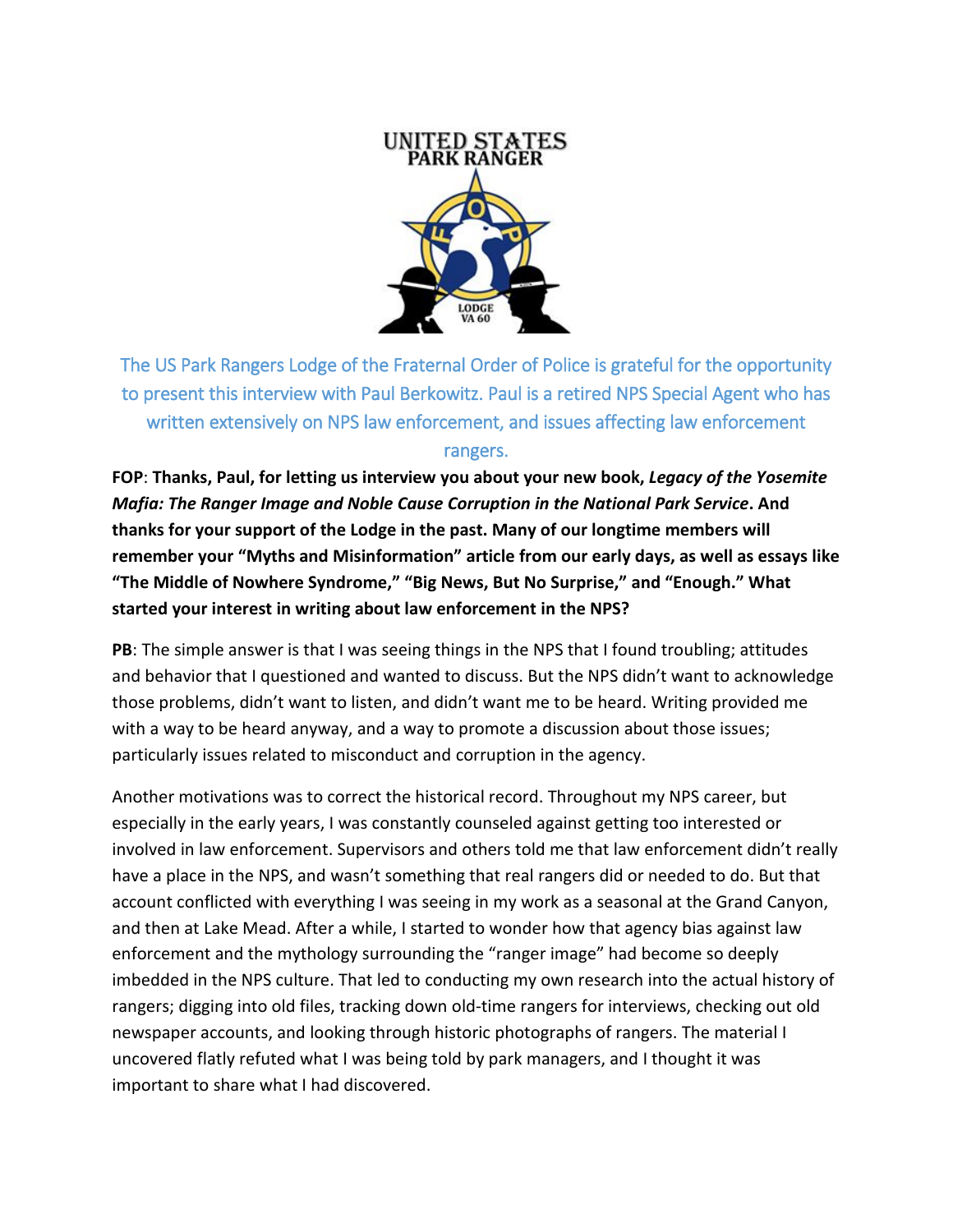The US Park Rangers Lodge of the Fraternal Order of Police is grateful for the opportunity to present this interview with Paul Berkowitz. Paul is a retired NPS Special Agent who has written extensively on NPS law enforcement, and issues affecting law enforcement rangers.

**FOP**: **Thanks, Paul, for letting us interview you about your new book, *Legacy of the Yosemite Mafia: The Ranger Image and Noble Cause Corruption in the National Park Service*. And thanks for your support of the Lodge in the past. Many of our longtime members will remember your "Myths and Misinformation" article from our early days, as well as essays like "The Middle of Nowhere Syndrome," "Big News, But No Surprise," and "Enough." What started your interest in writing about law enforcement in the NPS?**

**PB**: The simple answer is that I was seeing things in the NPS that I found troubling; attitudes and behavior that I questioned and wanted to discuss. But the NPS didn't want to acknowledge those problems, didn't want to listen, and didn't want me to be heard. Writing provided me with a way to be heard anyway, and a way to promote a discussion about those issues; particularly issues related to misconduct and corruption in the agency.

Another motivations was to correct the historical record. Throughout my NPS career, but especially in the early years, I was constantly counseled against getting too interested or involved in law enforcement. Supervisors and others told me that law enforcement didn't really have a place in the NPS, and wasn't something that real rangers did or needed to do. But that account conflicted with everything I was seeing in my work as a seasonal at the Grand Canyon, and then at Lake Mead. After a while, I started to wonder how that agency bias against law enforcement and the mythology surrounding the "ranger image" had become so deeply imbedded in the NPS culture. That led to conducting my own research into the actual history of rangers; digging into old files, tracking down old-time rangers for interviews, checking out old newspaper accounts, and looking through historic photographs of rangers. The material I uncovered flatly refuted what I was being told by park managers, and I thought it was important to share what I had discovered.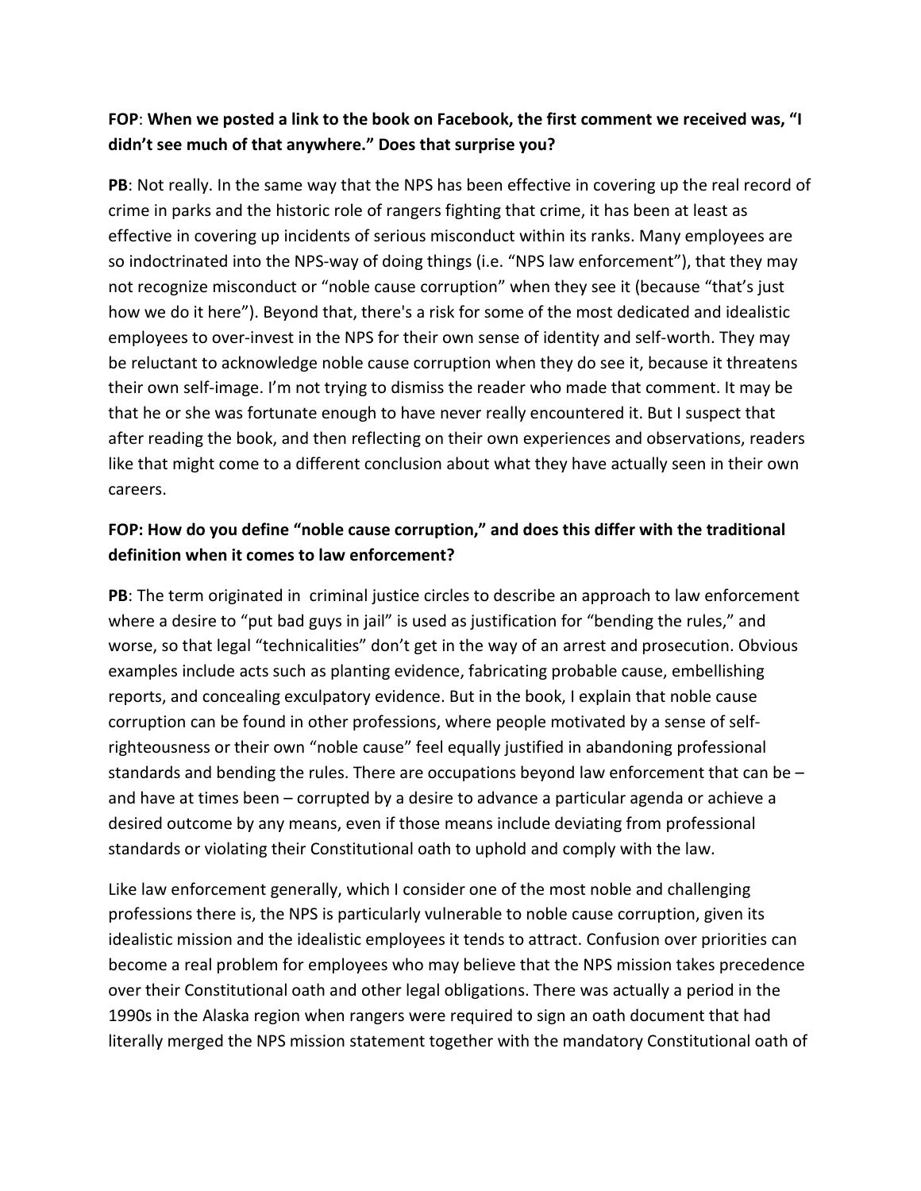**FOP**: **When we posted a link to the book on Facebook, the first comment we received was, "I didn't see much of that anywhere." Does that surprise you?**

**PB**: Not really. In the same way that the NPS has been effective in covering up the real record of crime in parks and the historic role of rangers fighting that crime, it has been at least as effective in covering up incidents of serious misconduct within its ranks. Many employees are so indoctrinated into the NPS-way of doing things (i.e. "NPS law enforcement"), that they may not recognize misconduct or "noble cause corruption" when they see it (because "that's just how we do it here"). Beyond that, there's a risk for some of the most dedicated and idealistic employees to over-invest in the NPS for their own sense of identity and self-worth. They may be reluctant to acknowledge noble cause corruption when they do see it, because it threatens their own self-image. I'm not trying to dismiss the reader who made that comment. It may be that he or she was fortunate enough to have never really encountered it. But I suspect that after reading the book, and then reflecting on their own experiences and observations, readers like that might come to a different conclusion about what they have actually seen in their own careers.

**FOP: How do you define "noble cause corruption," and does this differ with the traditional definition when it comes to law enforcement?**

**PB**: The term originated in criminal justice circles to describe an approach to law enforcement where a desire to "put bad guys in jail" is used as justification for "bending the rules," and worse, so that legal "technicalities" don't get in the way of an arrest and prosecution. Obvious examples include acts such as planting evidence, fabricating probable cause, embellishing reports, and concealing exculpatory evidence. But in the book, I explain that noble cause corruption can be found in other professions, where people motivated by a sense of self-righteousness or their own "noble cause" feel equally justified in abandoning professional standards and bending the rules. There are occupations beyond law enforcement that can be – and have at times been – corrupted by a desire to advance a particular agenda or achieve a desired outcome by any means, even if those means include deviating from professional standards or violating their Constitutional oath to uphold and comply with the law.

Like law enforcement generally, which I consider one of the most noble and challenging professions there is, the NPS is particularly vulnerable to noble cause corruption, given its idealistic mission and the idealistic employees it tends to attract. Confusion over priorities can become a real problem for employees who may believe that the NPS mission takes precedence over their Constitutional oath and other legal obligations. There was actually a period in the 1990s in the Alaska region when rangers were required to sign an oath document that had literally merged the NPS mission statement together with the mandatory Constitutional oath of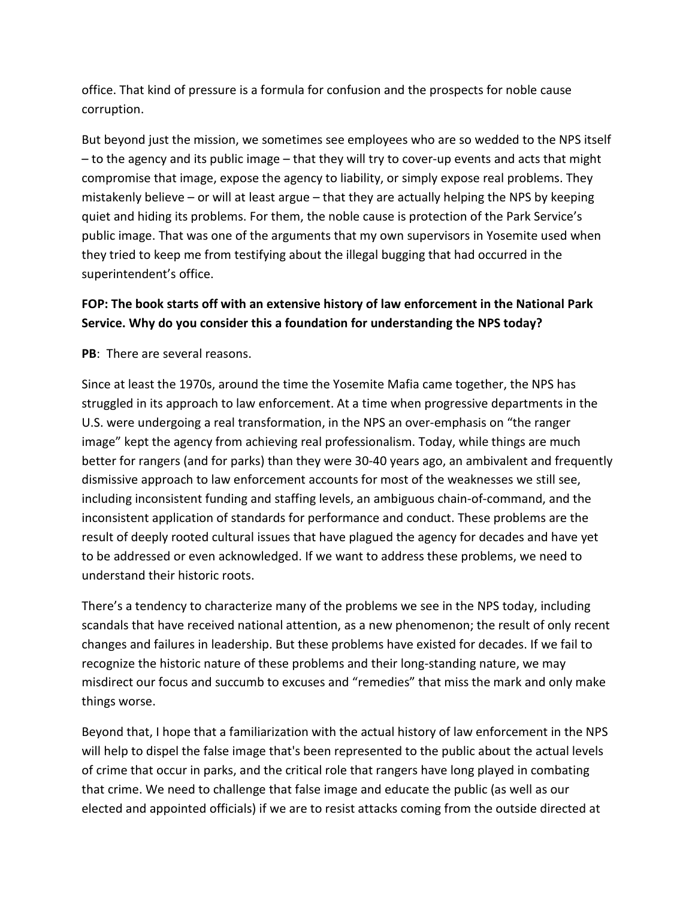office. That kind of pressure is a formula for confusion and the prospects for noble cause corruption.

But beyond just the mission, we sometimes see employees who are so wedded to the NPS itself – to the agency and its public image – that they will try to cover-up events and acts that might compromise that image, expose the agency to liability, or simply expose real problems. They mistakenly believe – or will at least argue – that they are actually helping the NPS by keeping quiet and hiding its problems. For them, the noble cause is protection of the Park Service's public image. That was one of the arguments that my own supervisors in Yosemite used when they tried to keep me from testifying about the illegal bugging that had occurred in the superintendent's office.

**FOP: The book starts off with an extensive history of law enforcement in the National Park Service. Why do you consider this a foundation for understanding the NPS today?**

**PB**: There are several reasons.

Since at least the 1970s, around the time the Yosemite Mafia came together, the NPS has struggled in its approach to law enforcement. At a time when progressive departments in the U.S. were undergoing a real transformation, in the NPS an over-emphasis on "the ranger image" kept the agency from achieving real professionalism. Today, while things are much better for rangers (and for parks) than they were 30-40 years ago, an ambivalent and frequently dismissive approach to law enforcement accounts for most of the weaknesses we still see, including inconsistent funding and staffing levels, an ambiguous chain-of-command, and the inconsistent application of standards for performance and conduct. These problems are the result of deeply rooted cultural issues that have plagued the agency for decades and have yet to be addressed or even acknowledged. If we want to address these problems, we need to understand their historic roots.

There's a tendency to characterize many of the problems we see in the NPS today, including scandals that have received national attention, as a new phenomenon; the result of only recent changes and failures in leadership. But these problems have existed for decades. If we fail to recognize the historic nature of these problems and their long-standing nature, we may misdirect our focus and succumb to excuses and "remedies" that miss the mark and only make things worse.

Beyond that, I hope that a familiarization with the actual history of law enforcement in the NPS will help to dispel the false image that's been represented to the public about the actual levels of crime that occur in parks, and the critical role that rangers have long played in combating that crime. We need to challenge that false image and educate the public (as well as our elected and appointed officials) if we are to resist attacks coming from the outside directed at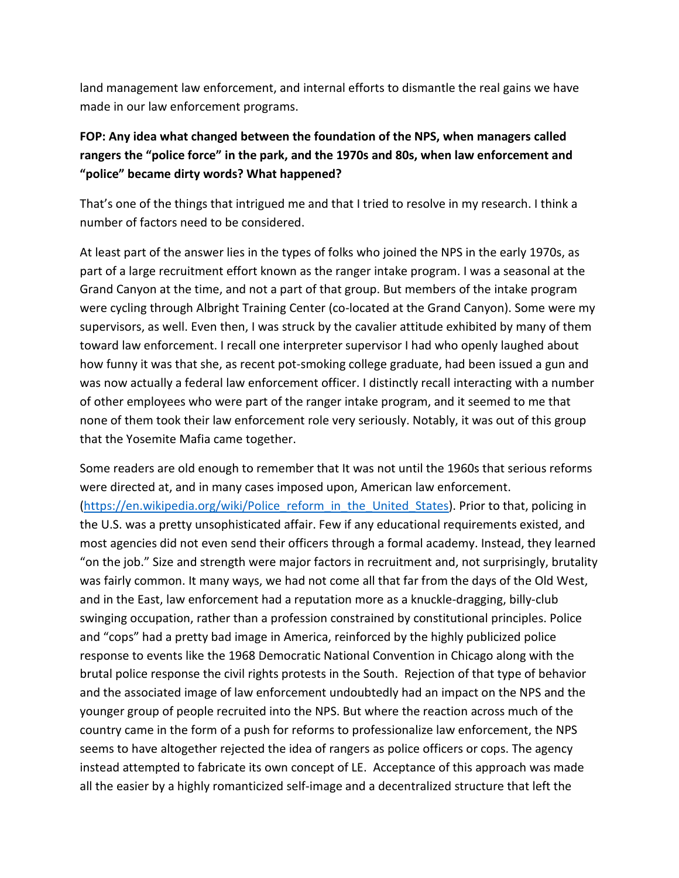land management law enforcement, and internal efforts to dismantle the real gains we have made in our law enforcement programs.

**FOP: Any idea what changed between the foundation of the NPS, when managers called rangers the "police force" in the park, and the 1970s and 80s, when law enforcement and "police" became dirty words? What happened?**

That's one of the things that intrigued me and that I tried to resolve in my research. I think a number of factors need to be considered.

At least part of the answer lies in the types of folks who joined the NPS in the early 1970s, as part of a large recruitment effort known as the ranger intake program. I was a seasonal at the Grand Canyon at the time, and not a part of that group. But members of the intake program were cycling through Albright Training Center (co-located at the Grand Canyon). Some were my supervisors, as well. Even then, I was struck by the cavalier attitude exhibited by many of them toward law enforcement. I recall one interpreter supervisor I had who openly laughed about how funny it was that she, as recent pot-smoking college graduate, had been issued a gun and was now actually a federal law enforcement officer. I distinctly recall interacting with a number of other employees who were part of the ranger intake program, and it seemed to me that none of them took their law enforcement role very seriously. Notably, it was out of this group that the Yosemite Mafia came together.

Some readers are old enough to remember that It was not until the 1960s that serious reforms were directed at, and in many cases imposed upon, American law enforcement. ([https://en.wikipedia.org/wiki/Police_reform_in_the_United_States](https://en.wikipedia.org/wiki/Police_reform_in_the_United_States)). Prior to that, policing in the U.S. was a pretty unsophisticated affair. Few if any educational requirements existed, and most agencies did not even send their officers through a formal academy. Instead, they learned "on the job." Size and strength were major factors in recruitment and, not surprisingly, brutality was fairly common. It many ways, we had not come all that far from the days of the Old West, and in the East, law enforcement had a reputation more as a knuckle-dragging, billy-club swinging occupation, rather than a profession constrained by constitutional principles. Police and "cops" had a pretty bad image in America, reinforced by the highly publicized police response to events like the 1968 Democratic National Convention in Chicago along with the brutal police response the civil rights protests in the South. Rejection of that type of behavior and the associated image of law enforcement undoubtedly had an impact on the NPS and the younger group of people recruited into the NPS. But where the reaction across much of the country came in the form of a push for reforms to professionalize law enforcement, the NPS seems to have altogether rejected the idea of rangers as police officers or cops. The agency instead attempted to fabricate its own concept of LE. Acceptance of this approach was made all the easier by a highly romanticized self-image and a decentralized structure that left the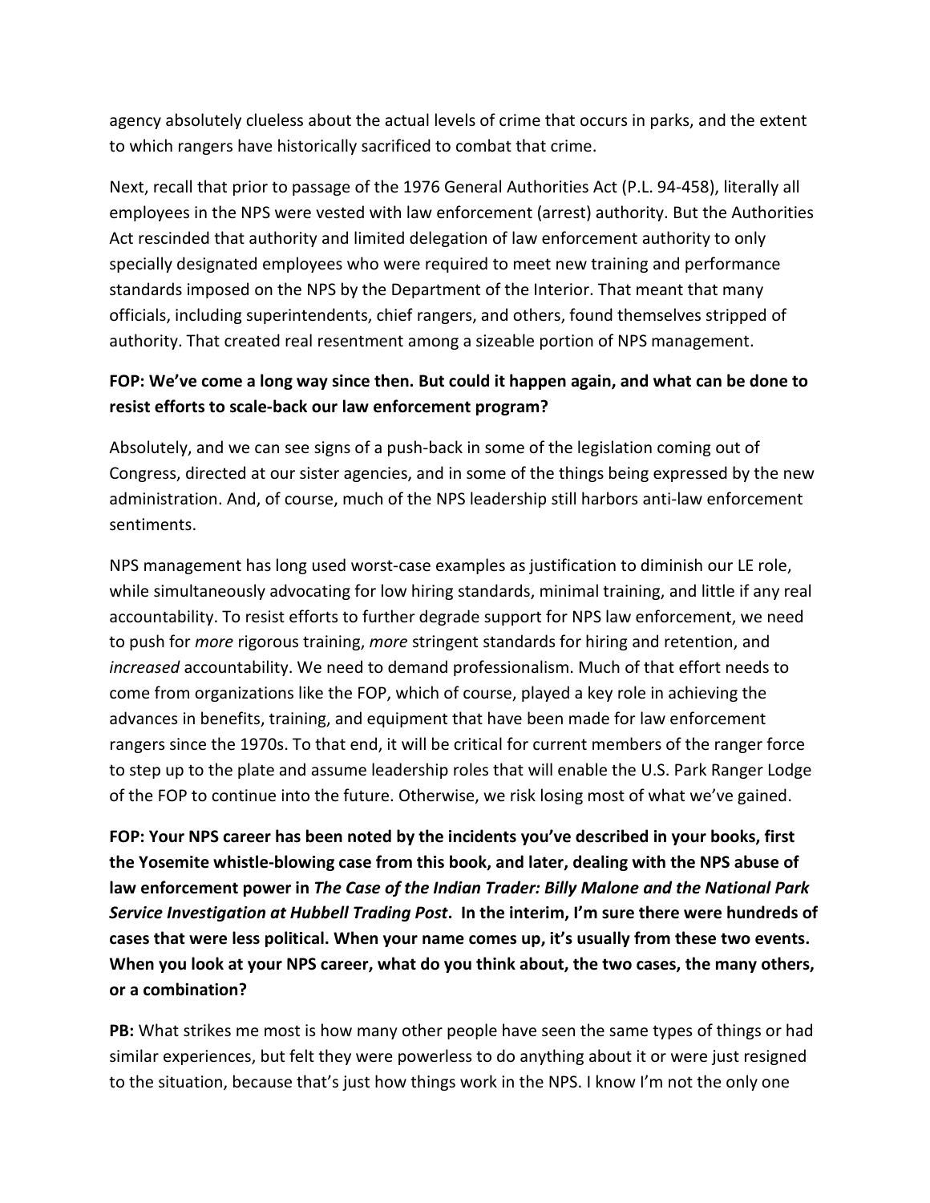agency absolutely clueless about the actual levels of crime that occurs in parks, and the extent to which rangers have historically sacrificed to combat that crime.

Next, recall that prior to passage of the 1976 General Authorities Act (P.L. 94-458), literally all employees in the NPS were vested with law enforcement (arrest) authority. But the Authorities Act rescinded that authority and limited delegation of law enforcement authority to only specially designated employees who were required to meet new training and performance standards imposed on the NPS by the Department of the Interior. That meant that many officials, including superintendents, chief rangers, and others, found themselves stripped of authority. That created real resentment among a sizeable portion of NPS management.

**FOP: We've come a long way since then. But could it happen again, and what can be done to resist efforts to scale-back our law enforcement program?**

Absolutely, and we can see signs of a push-back in some of the legislation coming out of Congress, directed at our sister agencies, and in some of the things being expressed by the new administration. And, of course, much of the NPS leadership still harbors anti-law enforcement sentiments.

NPS management has long used worst-case examples as justification to diminish our LE role, while simultaneously advocating for low hiring standards, minimal training, and little if any real accountability. To resist efforts to further degrade support for NPS law enforcement, we need to push for *more* rigorous training, *more* stringent standards for hiring and retention, and *increased* accountability. We need to demand professionalism. Much of that effort needs to come from organizations like the FOP, which of course, played a key role in achieving the advances in benefits, training, and equipment that have been made for law enforcement rangers since the 1970s. To that end, it will be critical for current members of the ranger force to step up to the plate and assume leadership roles that will enable the U.S. Park Ranger Lodge of the FOP to continue into the future. Otherwise, we risk losing most of what we've gained.

**FOP: Your NPS career has been noted by the incidents you've described in your books, first the Yosemite whistle-blowing case from this book, and later, dealing with the NPS abuse of law enforcement power in *The Case of the Indian Trader: Billy Malone and the National Park Service Investigation at Hubbell Trading Post*. In the interim, I'm sure there were hundreds of cases that were less political. When your name comes up, it's usually from these two events. When you look at your NPS career, what do you think about, the two cases, the many others, or a combination?**

**PB:** What strikes me most is how many other people have seen the same types of things or had similar experiences, but felt they were powerless to do anything about it or were just resigned to the situation, because that's just how things work in the NPS. I know I'm not the only one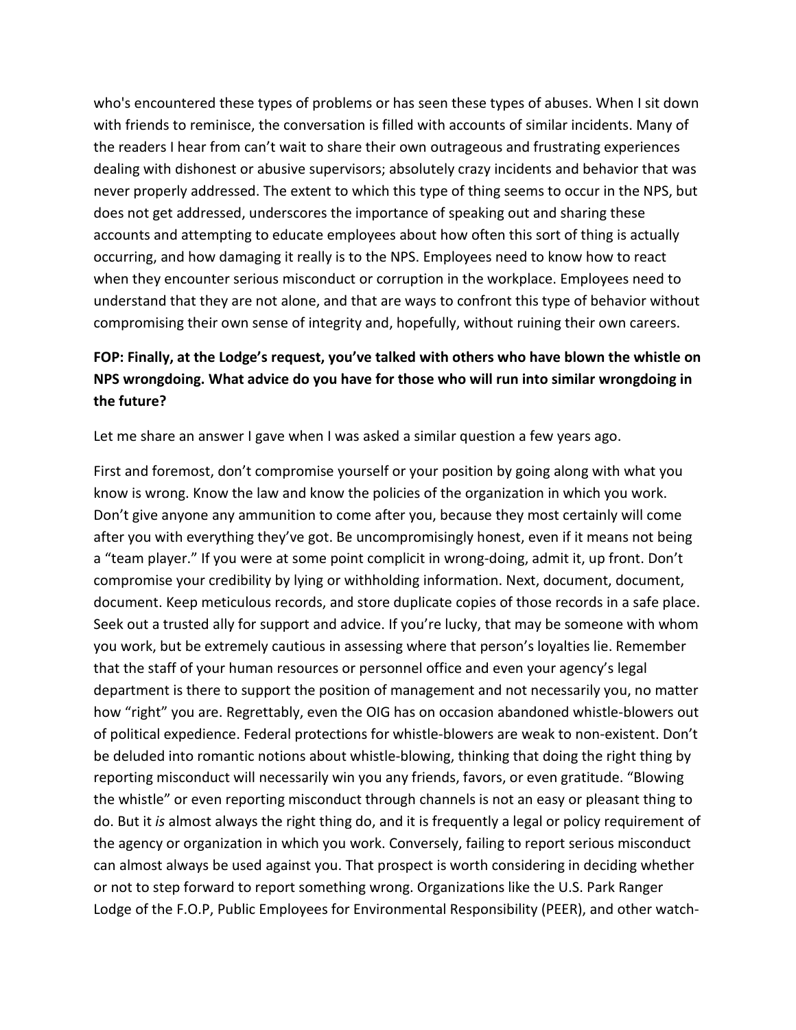who's encountered these types of problems or has seen these types of abuses. When I sit down with friends to reminisce, the conversation is filled with accounts of similar incidents. Many of the readers I hear from can't wait to share their own outrageous and frustrating experiences dealing with dishonest or abusive supervisors; absolutely crazy incidents and behavior that was never properly addressed. The extent to which this type of thing seems to occur in the NPS, but does not get addressed, underscores the importance of speaking out and sharing these accounts and attempting to educate employees about how often this sort of thing is actually occurring, and how damaging it really is to the NPS. Employees need to know how to react when they encounter serious misconduct or corruption in the workplace. Employees need to understand that they are not alone, and that are ways to confront this type of behavior without compromising their own sense of integrity and, hopefully, without ruining their own careers.

**FOP: Finally, at the Lodge's request, you've talked with others who have blown the whistle on NPS wrongdoing. What advice do you have for those who will run into similar wrongdoing in the future?**

Let me share an answer I gave when I was asked a similar question a few years ago.

First and foremost, don't compromise yourself or your position by going along with what you know is wrong. Know the law and know the policies of the organization in which you work. Don't give anyone any ammunition to come after you, because they most certainly will come after you with everything they've got. Be uncompromisingly honest, even if it means not being a "team player." If you were at some point complicit in wrong-doing, admit it, up front. Don't compromise your credibility by lying or withholding information. Next, document, document, document. Keep meticulous records, and store duplicate copies of those records in a safe place. Seek out a trusted ally for support and advice. If you're lucky, that may be someone with whom you work, but be extremely cautious in assessing where that person's loyalties lie. Remember that the staff of your human resources or personnel office and even your agency's legal department is there to support the position of management and not necessarily you, no matter how "right" you are. Regrettably, even the OIG has on occasion abandoned whistle-blowers out of political expedience. Federal protections for whistle-blowers are weak to non-existent. Don't be deluded into romantic notions about whistle-blowing, thinking that doing the right thing by reporting misconduct will necessarily win you any friends, favors, or even gratitude. "Blowing the whistle" or even reporting misconduct through channels is not an easy or pleasant thing to do. But it *is* almost always the right thing do, and it is frequently a legal or policy requirement of the agency or organization in which you work. Conversely, failing to report serious misconduct can almost always be used against you. That prospect is worth considering in deciding whether or not to step forward to report something wrong. Organizations like the U.S. Park Ranger Lodge of the F.O.P, Public Employees for Environmental Responsibility (PEER), and other watch-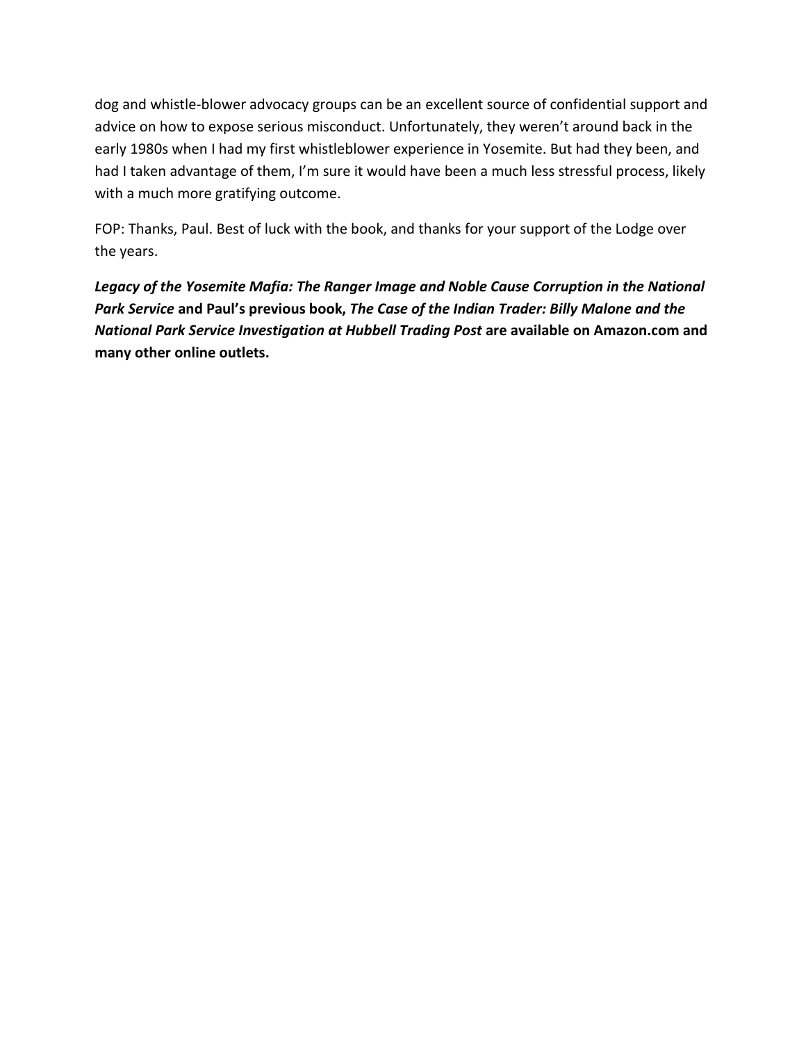dog and whistle-blower advocacy groups can be an excellent source of confidential support and advice on how to expose serious misconduct. Unfortunately, they weren't around back in the early 1980s when I had my first whistleblower experience in Yosemite. But had they been, and had I taken advantage of them, I'm sure it would have been a much less stressful process, likely with a much more gratifying outcome.

FOP: Thanks, Paul. Best of luck with the book, and thanks for your support of the Lodge over the years.

***Legacy of the Yosemite Mafia: The Ranger Image and Noble Cause Corruption in the National Park Service* and Paul's previous book, *The Case of the Indian Trader: Billy Malone and the National Park Service Investigation at Hubbell Trading Post* are available on Amazon.com and many other online outlets.**